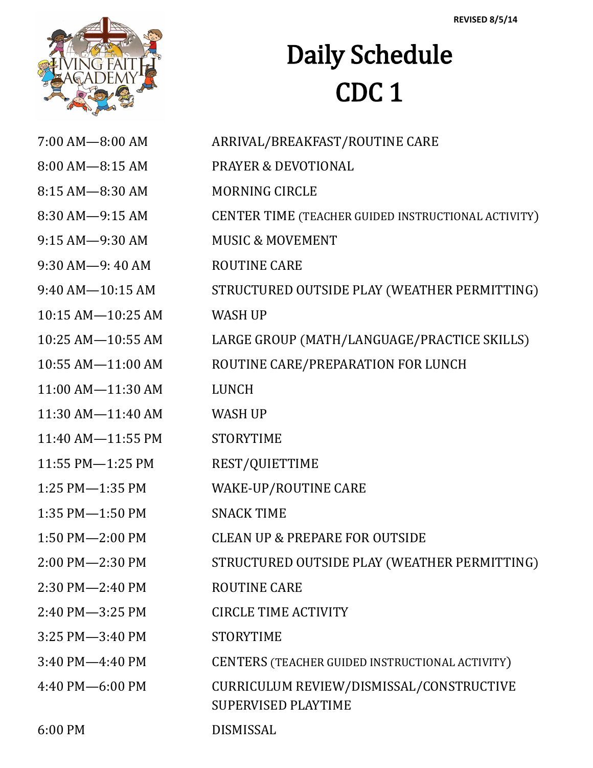REVISED 8/5/14

# Daily Schedule
# CDC 1

| Time | Activity |
|---|---|
| 7:00 AM—8:00 AM | ARRIVAL/BREAKFAST/ROUTINE CARE |
| 8:00 AM—8:15 AM | PRAYER & DEVOTIONAL |
| 8:15 AM—8:30 AM | MORNING CIRCLE |
| 8:30 AM—9:15 AM | CENTER TIME (TEACHER GUIDED INSTRUCTIONAL ACTIVITY) |
| 9:15 AM—9:30 AM | MUSIC & MOVEMENT |
| 9:30 AM—9: 40 AM | ROUTINE CARE |
| 9:40 AM—10:15 AM | STRUCTURED OUTSIDE PLAY (WEATHER PERMITTING) |
| 10:15 AM—10:25 AM | WASH UP |
| 10:25 AM—10:55 AM | LARGE GROUP (MATH/LANGUAGE/PRACTICE SKILLS) |
| 10:55 AM—11:00 AM | ROUTINE CARE/PREPARATION FOR LUNCH |
| 11:00 AM—11:30 AM | LUNCH |
| 11:30 AM—11:40 AM | WASH UP |
| 11:40 AM—11:55 PM | STORYTIME |
| 11:55 PM—1:25 PM | REST/QUIETTIME |
| 1:25 PM—1:35 PM | WAKE-UP/ROUTINE CARE |
| 1:35 PM—1:50 PM | SNACK TIME |
| 1:50 PM—2:00 PM | CLEAN UP & PREPARE FOR OUTSIDE |
| 2:00 PM—2:30 PM | STRUCTURED OUTSIDE PLAY (WEATHER PERMITTING) |
| 2:30 PM—2:40 PM | ROUTINE CARE |
| 2:40 PM—3:25 PM | CIRCLE TIME ACTIVITY |
| 3:25 PM—3:40 PM | STORYTIME |
| 3:40 PM—4:40 PM | CENTERS (TEACHER GUIDED INSTRUCTIONAL ACTIVITY) |
| 4:40 PM—6:00 PM | CURRICULUM REVIEW/DISMISSAL/CONSTRUCTIVE SUPERVISED PLAYTIME |
| 6:00 PM | DISMISSAL |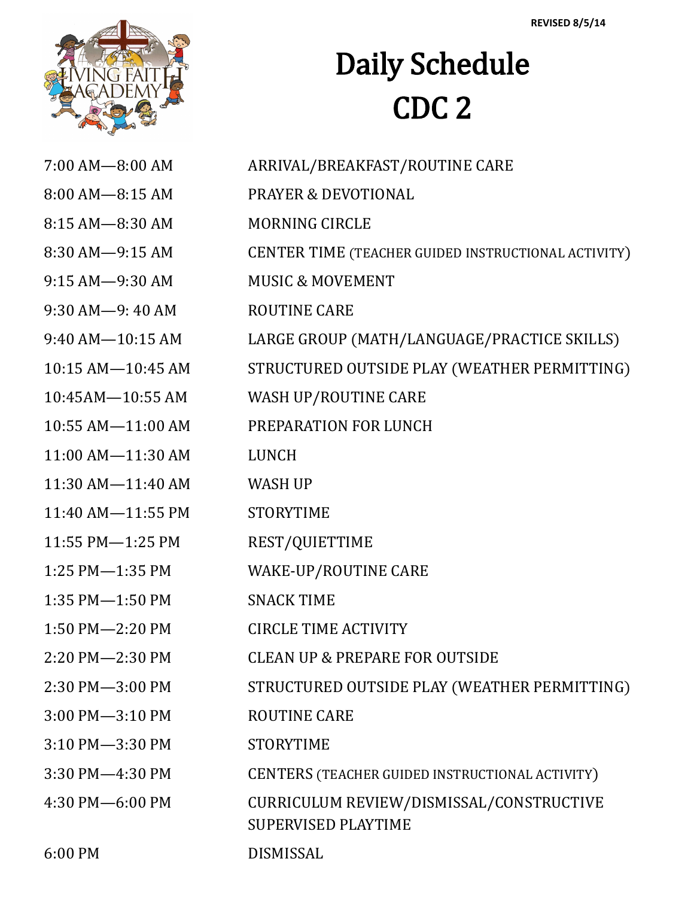REVISED 8/5/14

# Daily Schedule
# CDC 2

| | |
|---|---|
| 7:00 AM—8:00 AM | ARRIVAL/BREAKFAST/ROUTINE CARE |
| 8:00 AM—8:15 AM | PRAYER & DEVOTIONAL |
| 8:15 AM—8:30 AM | MORNING CIRCLE |
| 8:30 AM—9:15 AM | CENTER TIME (TEACHER GUIDED INSTRUCTIONAL ACTIVITY) |
| 9:15 AM—9:30 AM | MUSIC & MOVEMENT |
| 9:30 AM—9: 40 AM | ROUTINE CARE |
| 9:40 AM—10:15 AM | LARGE GROUP (MATH/LANGUAGE/PRACTICE SKILLS) |
| 10:15 AM—10:45 AM | STRUCTURED OUTSIDE PLAY (WEATHER PERMITTING) |
| 10:45AM—10:55 AM | WASH UP/ROUTINE CARE |
| 10:55 AM—11:00 AM | PREPARATION FOR LUNCH |
| 11:00 AM—11:30 AM | LUNCH |
| 11:30 AM—11:40 AM | WASH UP |
| 11:40 AM—11:55 PM | STORYTIME |
| 11:55 PM—1:25 PM | REST/QUIETTIME |
| 1:25 PM—1:35 PM | WAKE-UP/ROUTINE CARE |
| 1:35 PM—1:50 PM | SNACK TIME |
| 1:50 PM—2:20 PM | CIRCLE TIME ACTIVITY |
| 2:20 PM—2:30 PM | CLEAN UP & PREPARE FOR OUTSIDE |
| 2:30 PM—3:00 PM | STRUCTURED OUTSIDE PLAY (WEATHER PERMITTING) |
| 3:00 PM—3:10 PM | ROUTINE CARE |
| 3:10 PM—3:30 PM | STORYTIME |
| 3:30 PM—4:30 PM | CENTERS (TEACHER GUIDED INSTRUCTIONAL ACTIVITY) |
| 4:30 PM—6:00 PM | CURRICULUM REVIEW/DISMISSAL/CONSTRUCTIVE SUPERVISED PLAYTIME |
| 6:00 PM | DISMISSAL |